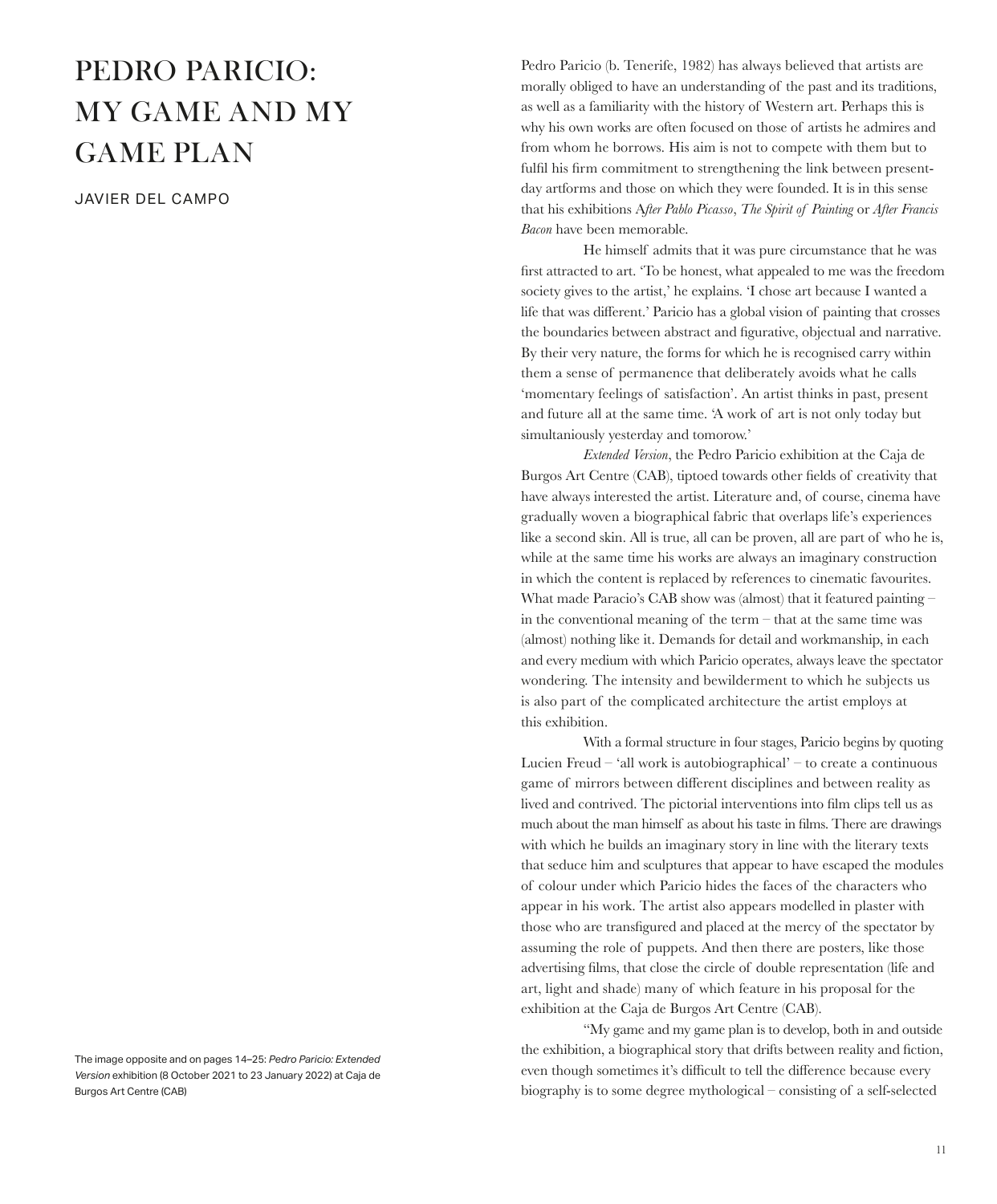# PEDRO PARICIO: MY GAME AND MY GAME PLAN

JAVIER DEL CAMPO

Pedro Paricio (b. Tenerife, 1982) has always believed that artists are morally obliged to have an understanding of the past and its traditions, as well as a familiarity with the history of Western art. Perhaps this is why his own works are often focused on those of artists he admires and from whom he borrows. His aim is not to compete with them but to fulfil his firm commitment to strengthening the link between present-day artforms and those on which they were founded. It is in this sense that his exhibitions A*fter Pablo Picasso*, *The Spirit of Painting* or *After Francis Bacon* have been memorable.

He himself admits that it was pure circumstance that he was first attracted to art. 'To be honest, what appealed to me was the freedom society gives to the artist,' he explains. 'I chose art because I wanted a life that was different.' Paricio has a global vision of painting that crosses the boundaries between abstract and figurative, objectual and narrative. By their very nature, the forms for which he is recognised carry within them a sense of permanence that deliberately avoids what he calls 'momentary feelings of satisfaction'. An artist thinks in past, present and future all at the same time. 'A work of art is not only today but simultaniously yesterday and tomorow.'

*Extended Version*, the Pedro Paricio exhibition at the Caja de Burgos Art Centre (CAB), tiptoed towards other fields of creativity that have always interested the artist. Literature and, of course, cinema have gradually woven a biographical fabric that overlaps life's experiences like a second skin. All is true, all can be proven, all are part of who he is, while at the same time his works are always an imaginary construction in which the content is replaced by references to cinematic favourites. What made Paracio's CAB show was (almost) that it featured painting – in the conventional meaning of the term – that at the same time was (almost) nothing like it. Demands for detail and workmanship, in each and every medium with which Paricio operates, always leave the spectator wondering. The intensity and bewilderment to which he subjects us is also part of the complicated architecture the artist employs at this exhibition.

With a formal structure in four stages, Paricio begins by quoting Lucien Freud – 'all work is autobiographical' – to create a continuous game of mirrors between different disciplines and between reality as lived and contrived. The pictorial interventions into film clips tell us as much about the man himself as about his taste in films. There are drawings with which he builds an imaginary story in line with the literary texts that seduce him and sculptures that appear to have escaped the modules of colour under which Paricio hides the faces of the characters who appear in his work. The artist also appears modelled in plaster with those who are transfigured and placed at the mercy of the spectator by assuming the role of puppets. And then there are posters, like those advertising films, that close the circle of double representation (life and art, light and shade) many of which feature in his proposal for the exhibition at the Caja de Burgos Art Centre (CAB).

"My game and my game plan is to develop, both in and outside the exhibition, a biographical story that drifts between reality and fiction, even though sometimes it's difficult to tell the difference because every biography is to some degree mythological – consisting of a self-selected

The image opposite and on pages 14–25: *Pedro Paricio: Extended Version* exhibition (8 October 2021 to 23 January 2022) at Caja de Burgos Art Centre (CAB)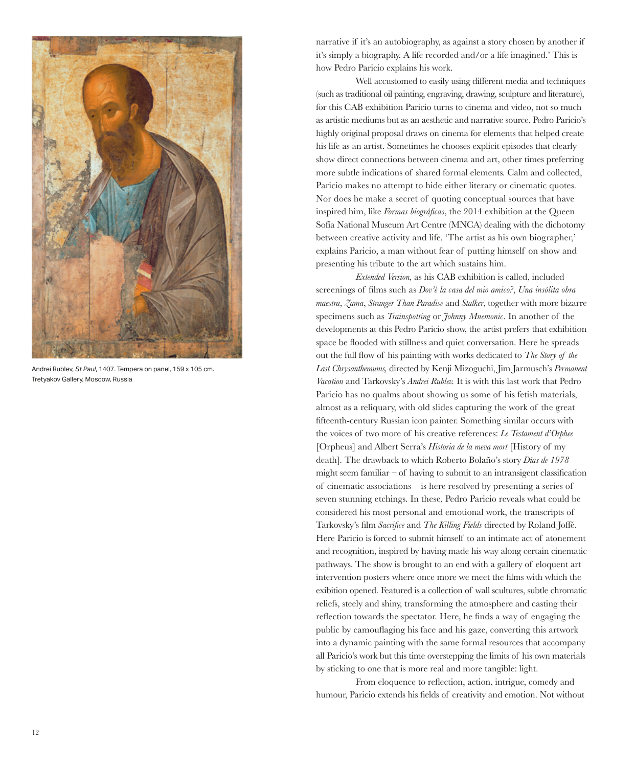Andrei Rublev, *St Paul*, 1407. Tempera on panel, 159 x 105 cm. Tretyakov Gallery, Moscow, Russia

narrative if it's an autobiography, as against a story chosen by another if it's simply a biography. A life recorded and/or a life imagined.' This is how Pedro Paricio explains his work.

Well accustomed to easily using different media and techniques (such as traditional oil painting, engraving, drawing, sculpture and literature), for this CAB exhibition Paricio turns to cinema and video, not so much as artistic mediums but as an aesthetic and narrative source. Pedro Paricio's highly original proposal draws on cinema for elements that helped create his life as an artist. Sometimes he chooses explicit episodes that clearly show direct connections between cinema and art, other times preferring more subtle indications of shared formal elements. Calm and collected, Paricio makes no attempt to hide either literary or cinematic quotes. Nor does he make a secret of quoting conceptual sources that have inspired him, like *Formas biográficas*, the 2014 exhibition at the Queen Sofía National Museum Art Centre (MNCA) dealing with the dichotomy between creative activity and life. 'The artist as his own biographer,' explains Paricio, a man without fear of putting himself on show and presenting his tribute to the art which sustains him.

*Extended Version,* as his CAB exhibition is called, included screenings of films such as *Dov'è la casa del mio amico?*, *Una insólita obra maestra*, *Zama*, *Stranger Than Paradise* and *Stalker*, together with more bizarre specimens such as *Trainspotting* or *Johnny Mnemonic*. In another of the developments at this Pedro Paricio show, the artist prefers that exhibition space be flooded with stillness and quiet conversation. Here he spreads out the full flow of his painting with works dedicated to *The Story of the Last Chrysanthemums,* directed by Kenji Mizoguchi, Jim Jarmusch's *Permanent Vacation* and Tarkovsky's *Andrei Rublev.* It is with this last work that Pedro Paricio has no qualms about showing us some of his fetish materials, almost as a reliquary, with old slides capturing the work of the great fifteenth-century Russian icon painter. Something similar occurs with the voices of two more of his creative references: *Le Testament d'Orphee* [Orpheus] and Albert Serra's *Historia de la meva mort* [History of my death]. The drawback to which Roberto Bolaño's story *Días de 1978* might seem familiar – of having to submit to an intransigent classification of cinematic associations – is here resolved by presenting a series of seven stunning etchings. In these, Pedro Paricio reveals what could be considered his most personal and emotional work, the transcripts of Tarkovsky's film *Sacrifice* and *The Killing Fields* directed by Roland Joffé. Here Paricio is forced to submit himself to an intimate act of atonement and recognition, inspired by having made his way along certain cinematic pathways. The show is brought to an end with a gallery of eloquent art intervention posters where once more we meet the films with which the exibition opened. Featured is a collection of wall scultures, subtle chromatic reliefs, steely and shiny, transforming the atmosphere and casting their reflection towards the spectator. Here, he finds a way of engaging the public by camouflaging his face and his gaze, converting this artwork into a dynamic painting with the same formal resources that accompany all Paricio's work but this time overstepping the limits of his own materials by sticking to one that is more real and more tangible: light.

From eloquence to reflection, action, intrigue, comedy and humour, Paricio extends his fields of creativity and emotion. Not without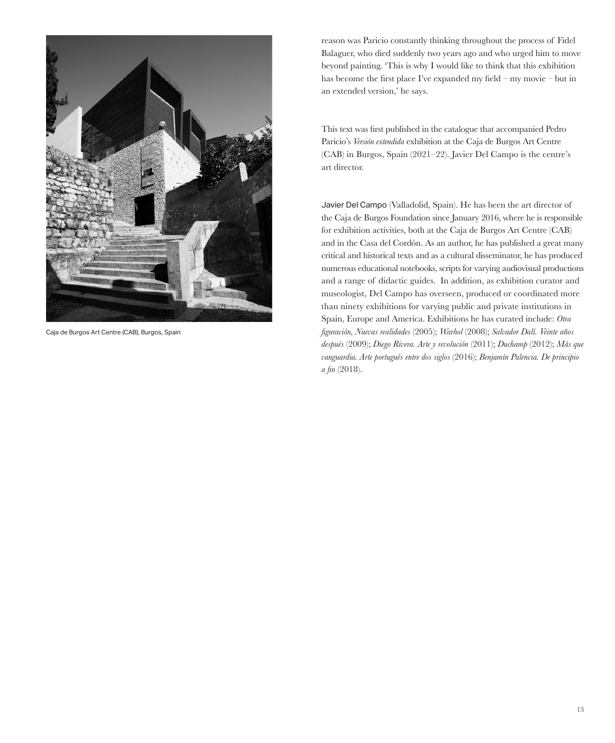Caja de Burgos Art Centre (CAB), Burgos, Spain

reason was Paricio constantly thinking throughout the process of Fidel Balaguer, who died suddenly two years ago and who urged him to move beyond painting. 'This is why I would like to think that this exhibition has become the first place I've expanded my field – my movie – but in an extended version,' he says.

This text was first published in the catalogue that accompanied Pedro Paricio's *Versión extendida* exhibition at the Caja de Burgos Art Centre (CAB) in Burgos, Spain (2021–22). Javier Del Campo is the centre's art director.

Javier Del Campo (Valladolid, Spain). He has been the art director of the Caja de Burgos Foundation since January 2016, where he is responsible for exhibition activities, both at the Caja de Burgos Art Centre (CAB) and in the Casa del Cordón. As an author, he has published a great many critical and historical texts and as a cultural disseminator, he has produced numerous educational notebooks, scripts for varying audiovisual productions and a range of didactic guides. In addition, as exhibition curator and museologist, Del Campo has overseen, produced or coordinated more than ninety exhibitions for varying public and private institutions in Spain, Europe and America. Exhibitions he has curated include: *Otra figuración, Nuevas realidades* (2005); *Warhol* (2008); *Salvador Dalí. Veinte años después* (2009); *Diego Rivera. Arte y revolución* (2011); *Duchamp* (2012); *Más que vanguardia. Arte portugués entre dos siglos* (2016); *Benjamín Palencia. De principio a fin* (2018).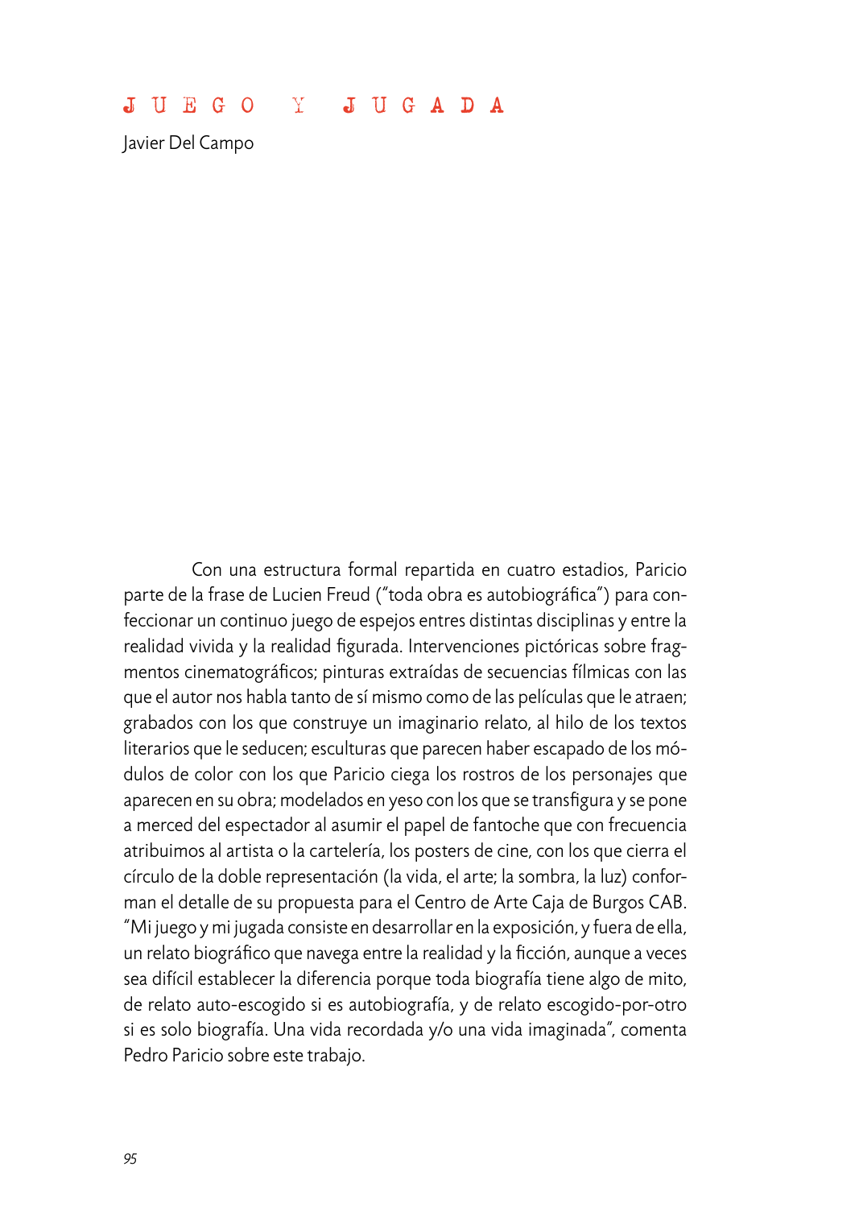# JUEGO Y JUGADA

Javier Del Campo

Con una estructura formal repartida en cuatro estadios, Paricio parte de la frase de Lucien Freud ("toda obra es autobiográfica") para confeccionar un continuo juego de espejos entres distintas disciplinas y entre la realidad vivida y la realidad figurada. Intervenciones pictóricas sobre fragmentos cinematográficos; pinturas extraídas de secuencias fílmicas con las que el autor nos habla tanto de sí mismo como de las películas que le atraen; grabados con los que construye un imaginario relato, al hilo de los textos literarios que le seducen; esculturas que parecen haber escapado de los módulos de color con los que Paricio ciega los rostros de los personajes que aparecen en su obra; modelados en yeso con los que se transfigura y se pone a merced del espectador al asumir el papel de fantoche que con frecuencia atribuimos al artista o la cartelería, los posters de cine, con los que cierra el círculo de la doble representación (la vida, el arte; la sombra, la luz) conforman el detalle de su propuesta para el Centro de Arte Caja de Burgos CAB. "Mi juego y mi jugada consiste en desarrollar en la exposición, y fuera de ella, un relato biográfico que navega entre la realidad y la ficción, aunque a veces sea difícil establecer la diferencia porque toda biografía tiene algo de mito, de relato auto-escogido si es autobiografía, y de relato escogido-por-otro si es solo biografía. Una vida recordada y/o una vida imaginada", comenta Pedro Paricio sobre este trabajo.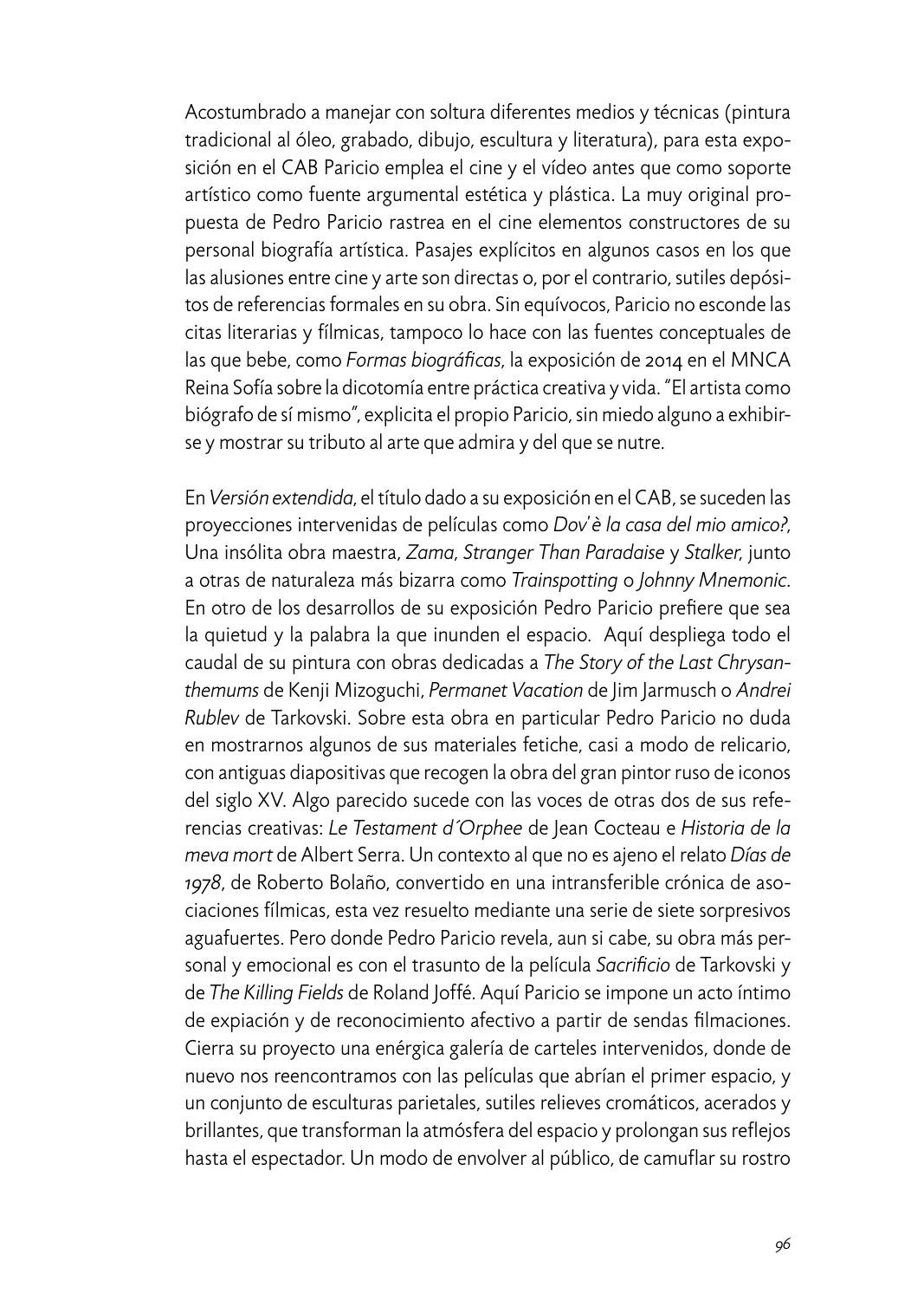Acostumbrado a manejar con soltura diferentes medios y técnicas (pintura tradicional al óleo, grabado, dibujo, escultura y literatura), para esta exposición en el CAB Paricio emplea el cine y el vídeo antes que como soporte artístico como fuente argumental estética y plástica. La muy original propuesta de Pedro Paricio rastrea en el cine elementos constructores de su personal biografía artística. Pasajes explícitos en algunos casos en los que las alusiones entre cine y arte son directas o, por el contrario, sutiles depósitos de referencias formales en su obra. Sin equívocos, Paricio no esconde las citas literarias y fílmicas, tampoco lo hace con las fuentes conceptuales de las que bebe, como *Formas biográficas*, la exposición de 2014 en el MNCA Reina Sofía sobre la dicotomía entre práctica creativa y vida. "El artista como biógrafo de sí mismo", explicita el propio Paricio, sin miedo alguno a exhibirse y mostrar su tributo al arte que admira y del que se nutre.

En *Versión extendida*, el título dado a su exposición en el CAB, se suceden las proyecciones intervenidas de películas como *Dov'è la casa del mio amico?*, Una insólita obra maestra, *Zama*, *Stranger Than Paradaise* y *Stalker*, junto a otras de naturaleza más bizarra como *Trainspotting* o *Johnny Mnemonic*. En otro de los desarrollos de su exposición Pedro Paricio prefiere que sea la quietud y la palabra la que inunden el espacio. Aquí despliega todo el caudal de su pintura con obras dedicadas a *The Story of the Last Chrysanthemums* de Kenji Mizoguchi, *Permanet Vacation* de Jim Jarmusch o *Andrei Rublev* de Tarkovski. Sobre esta obra en particular Pedro Paricio no duda en mostrarnos algunos de sus materiales fetiche, casi a modo de relicario, con antiguas diapositivas que recogen la obra del gran pintor ruso de iconos del siglo XV. Algo parecido sucede con las voces de otras dos de sus referencias creativas: *Le Testament d´Orphee* de Jean Cocteau e *Historia de la meva mort* de Albert Serra. Un contexto al que no es ajeno el relato *Días de 1978*, de Roberto Bolaño, convertido en una intransferible crónica de asociaciones fílmicas, esta vez resuelto mediante una serie de siete sorpresivos aguafuertes. Pero donde Pedro Paricio revela, aun si cabe, su obra más personal y emocional es con el trasunto de la película *Sacrificio* de Tarkovski y de *The Killing Fields* de Roland Joffé. Aquí Paricio se impone un acto íntimo de expiación y de reconocimiento afectivo a partir de sendas filmaciones. Cierra su proyecto una enérgica galería de carteles intervenidos, donde de nuevo nos reencontramos con las películas que abrían el primer espacio, y un conjunto de esculturas parietales, sutiles relieves cromáticos, acerados y brillantes, que transforman la atmósfera del espacio y prolongan sus reflejos hasta el espectador. Un modo de envolver al público, de camuflar su rostro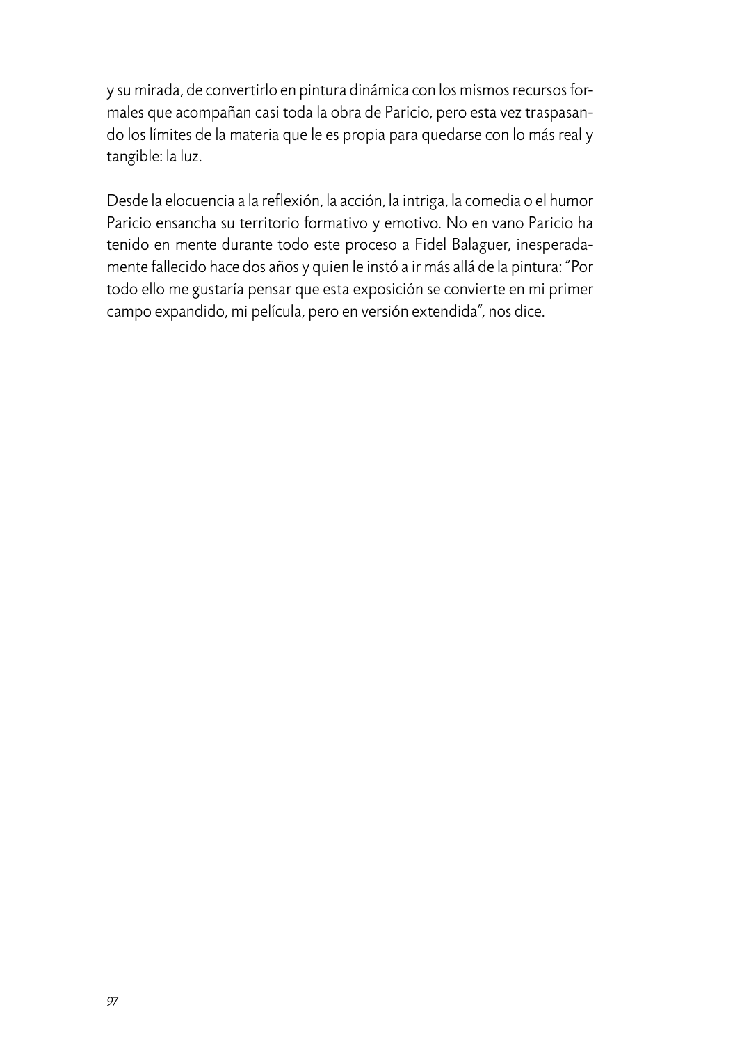y su mirada, de convertirlo en pintura dinámica con los mismos recursos formales que acompañan casi toda la obra de Paricio, pero esta vez traspasando los límites de la materia que le es propia para quedarse con lo más real y tangible: la luz.

Desde la elocuencia a la reflexión, la acción, la intriga, la comedia o el humor Paricio ensancha su territorio formativo y emotivo. No en vano Paricio ha tenido en mente durante todo este proceso a Fidel Balaguer, inesperadamente fallecido hace dos años y quien le instó a ir más allá de la pintura: "Por todo ello me gustaría pensar que esta exposición se convierte en mi primer campo expandido, mi película, pero en versión extendida", nos dice.